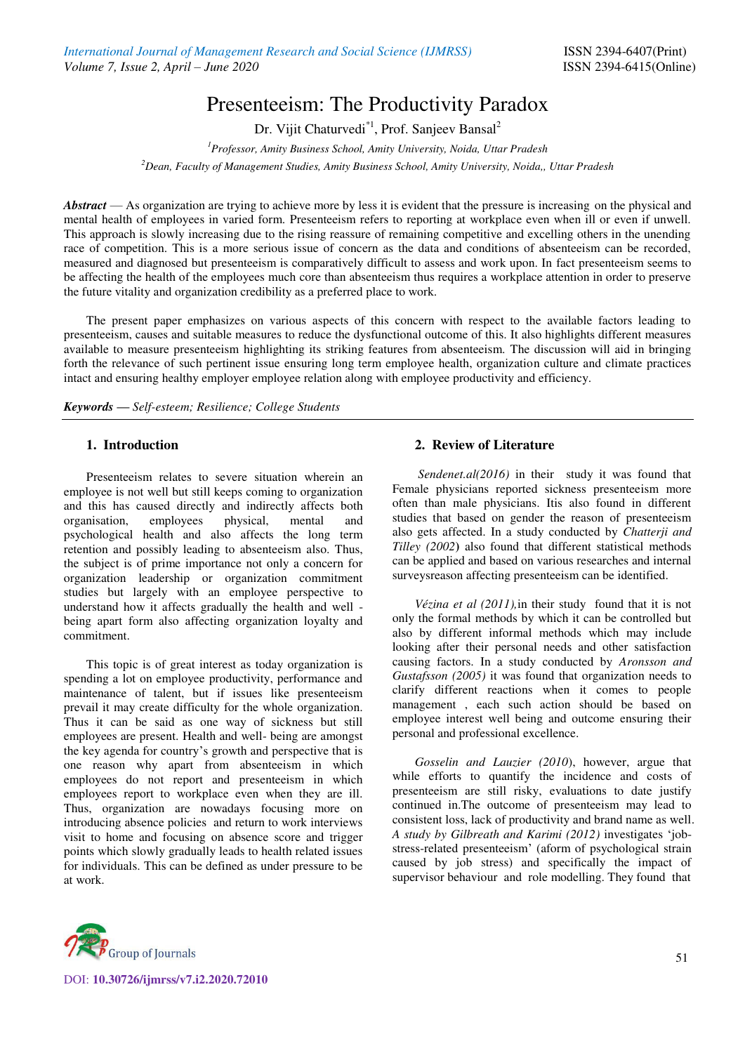# Presenteeism: The Productivity Paradox

Dr. Vijit Chaturvedi*[1], Prof. Sanjeev Bansal[2]

[1] *Professor, Amity Business School, Amity University, Noida, Uttar Pradesh*

[2] *Dean, Faculty of Management Studies, Amity Business School, Amity University, Noida,, Uttar Pradesh*

***Abstract*** — As organization are trying to achieve more by less it is evident that the pressure is increasing on the physical and mental health of employees in varied form. Presenteeism refers to reporting at workplace even when ill or even if unwell. This approach is slowly increasing due to the rising reassure of remaining competitive and excelling others in the unending race of competition. This is a more serious issue of concern as the data and conditions of absenteeism can be recorded, measured and diagnosed but presenteeism is comparatively difficult to assess and work upon. In fact presenteeism seems to be affecting the health of the employees much core than absenteeism thus requires a workplace attention in order to preserve the future vitality and organization credibility as a preferred place to work.

The present paper emphasizes on various aspects of this concern with respect to the available factors leading to presenteeism, causes and suitable measures to reduce the dysfunctional outcome of this. It also highlights different measures available to measure presenteeism highlighting its striking features from absenteeism. The discussion will aid in bringing forth the relevance of such pertinent issue ensuring long term employee health, organization culture and climate practices intact and ensuring healthy employer employee relation along with employee productivity and efficiency.

***Keywords*** — *Self-esteem; Resilience; College Students*

## 1. Introduction

Presenteeism relates to severe situation wherein an employee is not well but still keeps coming to organization and this has caused directly and indirectly affects both organisation, employees physical, mental and psychological health and also affects the long term retention and possibly leading to absenteeism also. Thus, the subject is of prime importance not only a concern for organization leadership or organization commitment studies but largely with an employee perspective to understand how it affects gradually the health and well - being apart form also affecting organization loyalty and commitment.

This topic is of great interest as today organization is spending a lot on employee productivity, performance and maintenance of talent, but if issues like presenteeism prevail it may create difficulty for the whole organization. Thus it can be said as one way of sickness but still employees are present. Health and well- being are amongst the key agenda for country's growth and perspective that is one reason why apart from absenteeism in which employees do not report and presenteeism in which employees report to workplace even when they are ill. Thus, organization are nowadays focusing more on introducing absence policies and return to work interviews visit to home and focusing on absence score and trigger points which slowly gradually leads to health related issues for individuals. This can be defined as under pressure to be at work.

## 2. Review of Literature

*Sendenet.al(2016)* in their study it was found that Female physicians reported sickness presenteeism more often than male physicians. Itis also found in different studies that based on gender the reason of presenteeism also gets affected. In a study conducted by *Chatterji and Tilley (2002)* also found that different statistical methods can be applied and based on various researches and internal surveysreason affecting presenteeism can be identified.

*Vézina et al (2011),*in their study found that it is not only the formal methods by which it can be controlled but also by different informal methods which may include looking after their personal needs and other satisfaction causing factors. In a study conducted by *Aronsson and Gustafsson (2005)* it was found that organization needs to clarify different reactions when it comes to people management , each such action should be based on employee interest well being and outcome ensuring their personal and professional excellence.

*Gosselin and Lauzier (2010)*, however, argue that while efforts to quantify the incidence and costs of presenteeism are still risky, evaluations to date justify continued in.The outcome of presenteeism may lead to consistent loss, lack of productivity and brand name as well. *A study by Gilbreath and Karimi (2012)* investigates 'job-stress-related presenteeism' (aform of psychological strain caused by job stress) and specifically the impact of supervisor behaviour and role modelling. They found that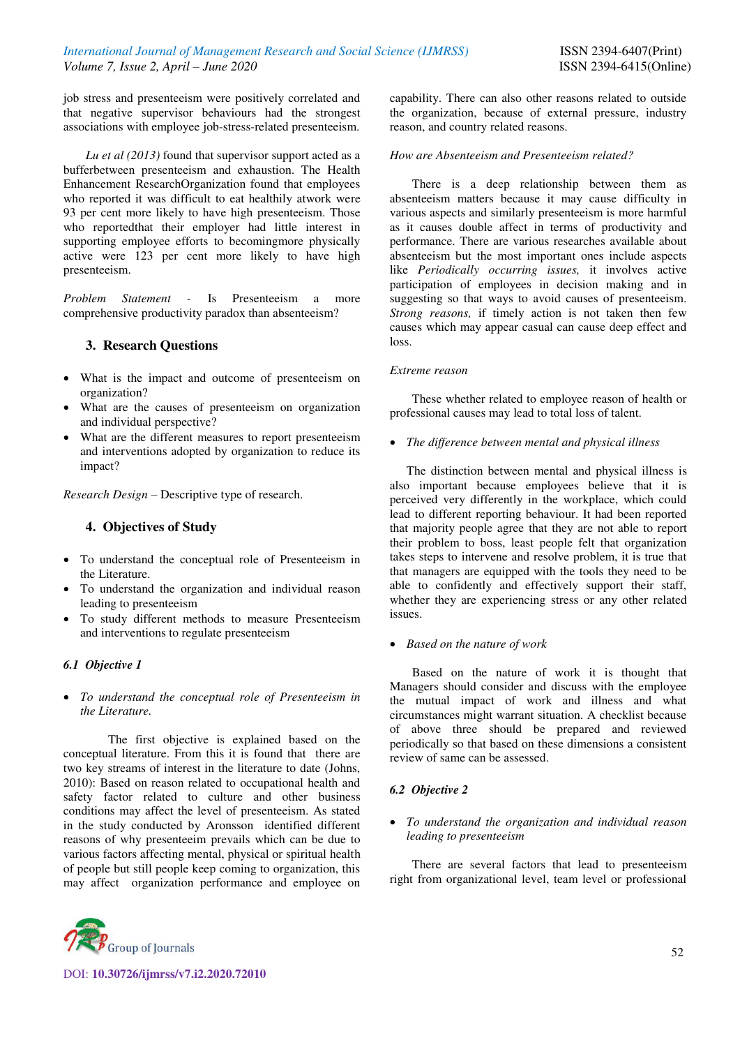job stress and presenteeism were positively correlated and that negative supervisor behaviours had the strongest associations with employee job-stress-related presenteeism.

*Lu et al (2013)* found that supervisor support acted as a bufferbetween presenteeism and exhaustion. The Health Enhancement ResearchOrganization found that employees who reported it was difficult to eat healthily atwork were 93 per cent more likely to have high presenteeism. Those who reportedthat their employer had little interest in supporting employee efforts to becomingmore physically active were 123 per cent more likely to have high presenteeism.

*Problem Statement* - Is Presenteeism a more comprehensive productivity paradox than absenteeism?

## 3. Research Questions

- What is the impact and outcome of presenteeism on organization?
- What are the causes of presenteeism on organization and individual perspective?
- What are the different measures to report presenteeism and interventions adopted by organization to reduce its impact?

*Research Design* – Descriptive type of research.

## 4. Objectives of Study

- To understand the conceptual role of Presenteeism in the Literature.
- To understand the organization and individual reason leading to presenteeism
- To study different methods to measure Presenteeism and interventions to regulate presenteeism

### 6.1 Objective 1

- *To understand the conceptual role of Presenteeism in the Literature.*

The first objective is explained based on the conceptual literature. From this it is found that there are two key streams of interest in the literature to date (Johns, 2010): Based on reason related to occupational health and safety factor related to culture and other business conditions may affect the level of presenteeism. As stated in the study conducted by Aronsson identified different reasons of why presenteeim prevails which can be due to various factors affecting mental, physical or spiritual health of people but still people keep coming to organization, this may affect organization performance and employee on capability. There can also other reasons related to outside the organization, because of external pressure, industry reason, and country related reasons.

*How are Absenteeism and Presenteeism related?*

There is a deep relationship between them as absenteeism matters because it may cause difficulty in various aspects and similarly presenteeism is more harmful as it causes double affect in terms of productivity and performance. There are various researches available about absenteeism but the most important ones include aspects like *Periodically occurring issues,* it involves active participation of employees in decision making and in suggesting so that ways to avoid causes of presenteeism. *Strong reasons,* if timely action is not taken then few causes which may appear casual can cause deep effect and loss.

*Extreme reason*

These whether related to employee reason of health or professional causes may lead to total loss of talent.

- *The difference between mental and physical illness*

The distinction between mental and physical illness is also important because employees believe that it is perceived very differently in the workplace, which could lead to different reporting behaviour. It had been reported that majority people agree that they are not able to report their problem to boss, least people felt that organization takes steps to intervene and resolve problem, it is true that that managers are equipped with the tools they need to be able to confidently and effectively support their staff, whether they are experiencing stress or any other related issues.

- *Based on the nature of work*

Based on the nature of work it is thought that Managers should consider and discuss with the employee the mutual impact of work and illness and what circumstances might warrant situation. A checklist because of above three should be prepared and reviewed periodically so that based on these dimensions a consistent review of same can be assessed.

### 6.2 Objective 2

- *To understand the organization and individual reason leading to presenteeism*

There are several factors that lead to presenteeism right from organizational level, team level or professional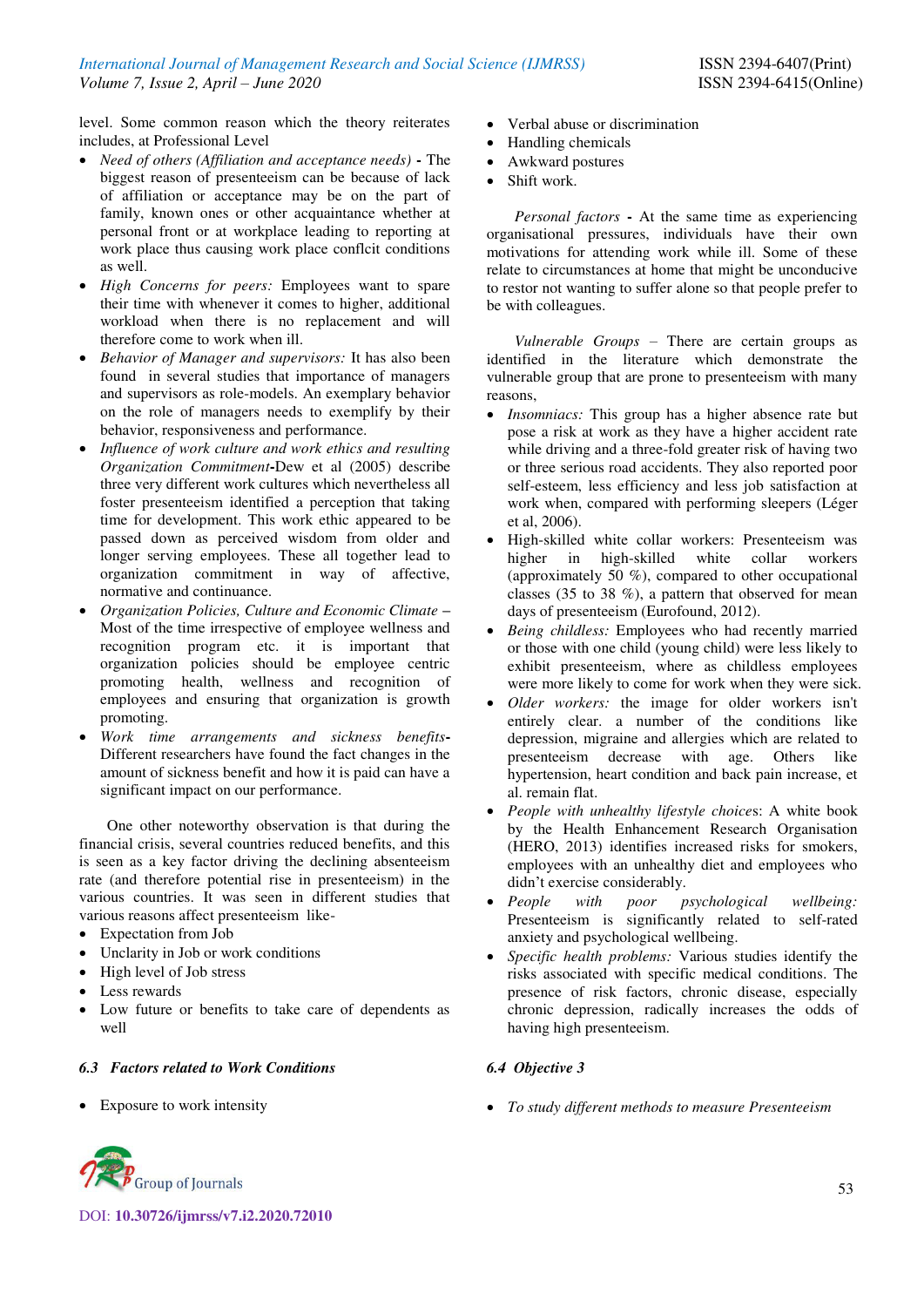level. Some common reason which the theory reiterates includes, at Professional Level

- *Need of others (Affiliation and acceptance needs)* **-** The biggest reason of presenteeism can be because of lack of affiliation or acceptance may be on the part of family, known ones or other acquaintance whether at personal front or at workplace leading to reporting at work place thus causing work place conflcit conditions as well.
- *High Concerns for peers:* Employees want to spare their time with whenever it comes to higher, additional workload when there is no replacement and will therefore come to work when ill.
- *Behavior of Manager and supervisors:* It has also been found in several studies that importance of managers and supervisors as role-models. An exemplary behavior on the role of managers needs to exemplify by their behavior, responsiveness and performance.
- *Influence of work culture and work ethics and resulting Organization Commitment***-**Dew et al (2005) describe three very different work cultures which nevertheless all foster presenteeism identified a perception that taking time for development. This work ethic appeared to be passed down as perceived wisdom from older and longer serving employees. These all together lead to organization commitment in way of affective, normative and continuance.
- *Organization Policies, Culture and Economic Climate* – Most of the time irrespective of employee wellness and recognition program etc. it is important that organization policies should be employee centric promoting health, wellness and recognition of employees and ensuring that organization is growth promoting.
- *Work time arrangements and sickness benefits***-** Different researchers have found the fact changes in the amount of sickness benefit and how it is paid can have a significant impact on our performance.

One other noteworthy observation is that during the financial crisis, several countries reduced benefits, and this is seen as a key factor driving the declining absenteeism rate (and therefore potential rise in presenteeism) in the various countries. It was seen in different studies that various reasons affect presenteeism like-

- Expectation from Job
- Unclarity in Job or work conditions
- High level of Job stress
- Less rewards
- Low future or benefits to take care of dependents as well

### *6.3 Factors related to Work Conditions*

- Exposure to work intensity
- Verbal abuse or discrimination
- Handling chemicals
- Awkward postures
- Shift work.

*Personal factors* **-** At the same time as experiencing organisational pressures, individuals have their own motivations for attending work while ill. Some of these relate to circumstances at home that might be unconducive to restor not wanting to suffer alone so that people prefer to be with colleagues.

*Vulnerable Groups* – There are certain groups as identified in the literature which demonstrate the vulnerable group that are prone to presenteeism with many reasons,

- *Insomniacs:* This group has a higher absence rate but pose a risk at work as they have a higher accident rate while driving and a three-fold greater risk of having two or three serious road accidents. They also reported poor self-esteem, less efficiency and less job satisfaction at work when, compared with performing sleepers (Léger et al, 2006).
- High-skilled white collar workers: Presenteeism was higher in high-skilled white collar workers (approximately 50 %), compared to other occupational classes (35 to 38 %), a pattern that observed for mean days of presenteeism (Eurofound, 2012).
- *Being childless:* Employees who had recently married or those with one child (young child) were less likely to exhibit presenteeism, where as childless employees were more likely to come for work when they were sick.
- *Older workers:* the image for older workers isn't entirely clear. a number of the conditions like depression, migraine and allergies which are related to presenteeism decrease with age. Others like hypertension, heart condition and back pain increase, et al. remain flat.
- *People with unhealthy lifestyle choices*: A white book by the Health Enhancement Research Organisation (HERO, 2013) identifies increased risks for smokers, employees with an unhealthy diet and employees who didn't exercise considerably.
- *People with poor psychological wellbeing:* Presenteeism is significantly related to self-rated anxiety and psychological wellbeing.
- *Specific health problems:* Various studies identify the risks associated with specific medical conditions. The presence of risk factors, chronic disease, especially chronic depression, radically increases the odds of having high presenteeism.

### *6.4 Objective 3*

- *To study different methods to measure Presenteeism*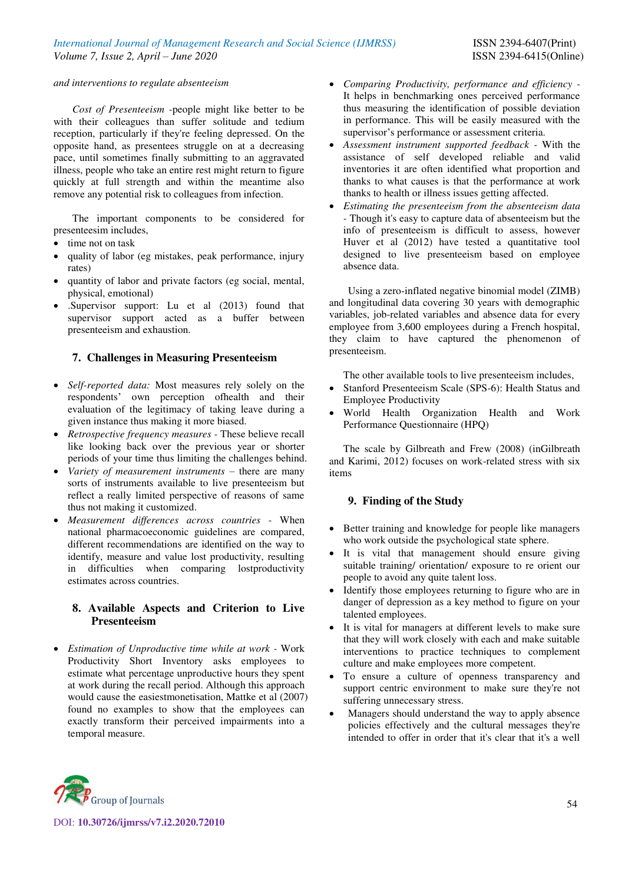*and interventions to regulate absenteeism*

*Cost of Presenteeism* -people might like better to be with their colleagues than suffer solitude and tedium reception, particularly if they're feeling depressed. On the opposite hand, as presentees struggle on at a decreasing pace, until sometimes finally submitting to an aggravated illness, people who take an entire rest might return to figure quickly at full strength and within the meantime also remove any potential risk to colleagues from infection.

The important components to be considered for presenteesim includes,

- time not on task
- quality of labor (eg mistakes, peak performance, injury rates)
- quantity of labor and private factors (eg social, mental, physical, emotional)
- .Supervisor support: Lu et al (2013) found that supervisor support acted as a buffer between presenteeism and exhaustion.

## 7. Challenges in Measuring Presenteeism

- *Self-reported data:* Most measures rely solely on the respondents' own perception ofhealth and their evaluation of the legitimacy of taking leave during a given instance thus making it more biased.
- *Retrospective frequency measures* - These believe recall like looking back over the previous year or shorter periods of your time thus limiting the challenges behind.
- *Variety of measurement instruments* – there are many sorts of instruments available to live presenteeism but reflect a really limited perspective of reasons of same thus not making it customized.
- *Measurement differences across countries* - When national pharmacoeconomic guidelines are compared, different recommendations are identified on the way to identify, measure and value lost productivity, resulting in difficulties when comparing lostproductivity estimates across countries.

## 8. Available Aspects and Criterion to Live Presenteeism

- *Estimation of Unproductive time while at work* - Work Productivity Short Inventory asks employees to estimate what percentage unproductive hours they spent at work during the recall period. Although this approach would cause the easiestmonetisation, Mattke et al (2007) found no examples to show that the employees can exactly transform their perceived impairments into a temporal measure.
- *Comparing Productivity, performance and efficiency* - It helps in benchmarking ones perceived performance thus measuring the identification of possible deviation in performance. This will be easily measured with the supervisor's performance or assessment criteria.
- *Assessment instrument supported feedback* - With the assistance of self developed reliable and valid inventories it are often identified what proportion and thanks to what causes is that the performance at work thanks to health or illness issues getting affected.
- *Estimating the presenteeism from the absenteeism data* - Though it's easy to capture data of absenteeism but the info of presenteeism is difficult to assess, however Huver et al (2012) have tested a quantitative tool designed to live presenteeism based on employee absence data.

Using a zero-inflated negative binomial model (ZIMB) and longitudinal data covering 30 years with demographic variables, job-related variables and absence data for every employee from 3,600 employees during a French hospital, they claim to have captured the phenomenon of presenteeism.

The other available tools to live presenteeism includes,

- Stanford Presenteeism Scale (SPS-6): Health Status and Employee Productivity
- World Health Organization Health and Work Performance Questionnaire (HPQ)

The scale by Gilbreath and Frew (2008) (inGilbreath and Karimi, 2012) focuses on work-related stress with six items

## 9. Finding of the Study

- Better training and knowledge for people like managers who work outside the psychological state sphere.
- It is vital that management should ensure giving suitable training/ orientation/ exposure to re orient our people to avoid any quite talent loss.
- Identify those employees returning to figure who are in danger of depression as a key method to figure on your talented employees.
- It is vital for managers at different levels to make sure that they will work closely with each and make suitable interventions to practice techniques to complement culture and make employees more competent.
- To ensure a culture of openness transparency and support centric environment to make sure they're not suffering unnecessary stress.
- Managers should understand the way to apply absence policies effectively and the cultural messages they're intended to offer in order that it's clear that it's a well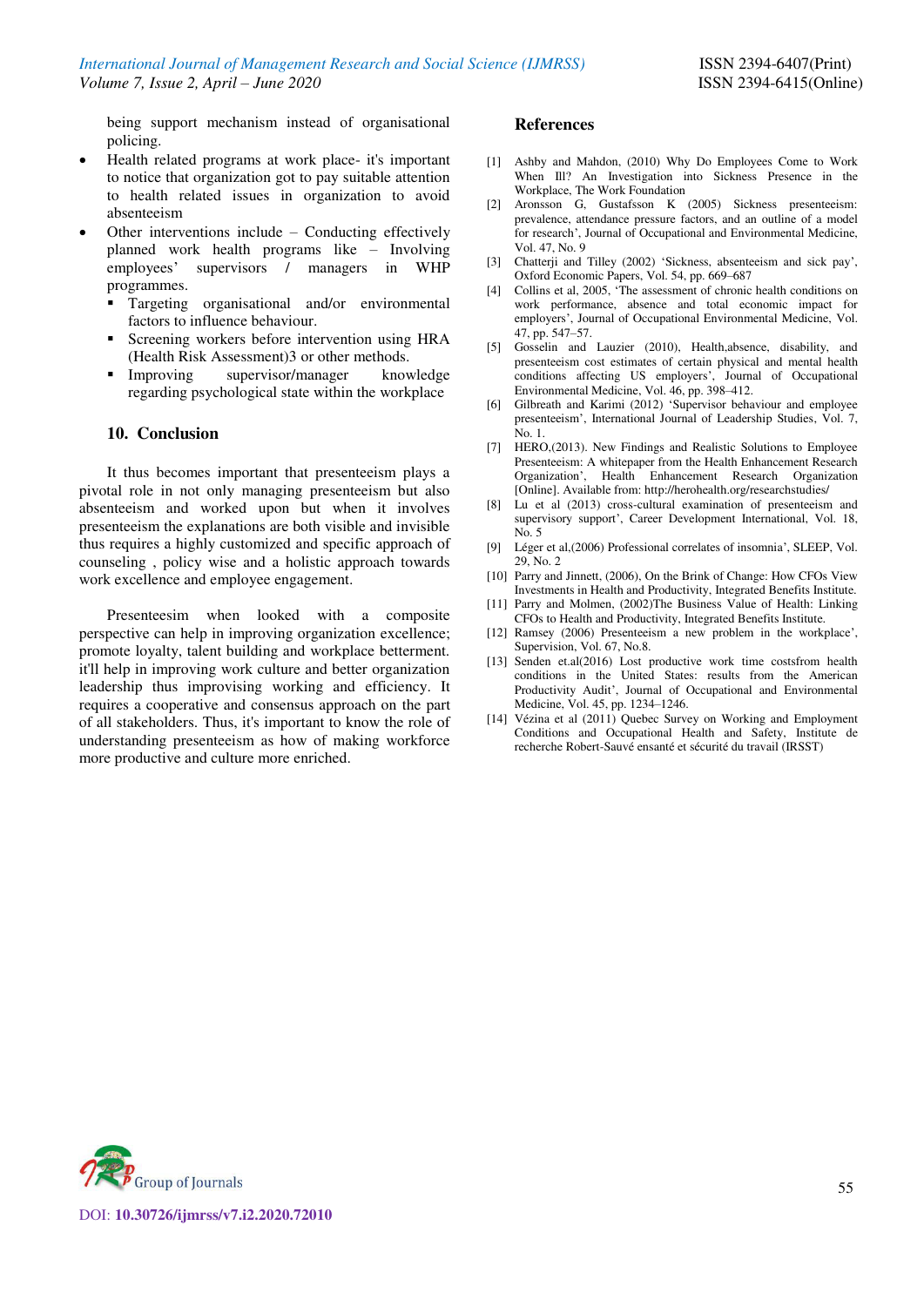being support mechanism instead of organisational policing.

- Health related programs at work place- it's important to notice that organization got to pay suitable attention to health related issues in organization to avoid absenteeism
- Other interventions include – Conducting effectively planned work health programs like – Involving employees' supervisors / managers in WHP programmes.
  - Targeting organisational and/or environmental factors to influence behaviour.
  - Screening workers before intervention using HRA (Health Risk Assessment)3 or other methods.
  - Improving supervisor/manager knowledge regarding psychological state within the workplace

## 10. Conclusion

It thus becomes important that presenteeism plays a pivotal role in not only managing presenteeism but also absenteeism and worked upon but when it involves presenteeism the explanations are both visible and invisible thus requires a highly customized and specific approach of counseling , policy wise and a holistic approach towards work excellence and employee engagement.

Presenteesim when looked with a composite perspective can help in improving organization excellence; promote loyalty, talent building and workplace betterment. it'll help in improving work culture and better organization leadership thus improvising working and efficiency. It requires a cooperative and consensus approach on the part of all stakeholders. Thus, it's important to know the role of understanding presenteeism as how of making workforce more productive and culture more enriched.

## References

[1] Ashby and Mahdon, (2010) Why Do Employees Come to Work When Ill? An Investigation into Sickness Presence in the Workplace, The Work Foundation

[2] Aronsson G, Gustafsson K (2005) Sickness presenteeism: prevalence, attendance pressure factors, and an outline of a model for research', Journal of Occupational and Environmental Medicine, Vol. 47, No. 9

[3] Chatterji and Tilley (2002) 'Sickness, absenteeism and sick pay', Oxford Economic Papers, Vol. 54, pp. 669–687

[4] Collins et al, 2005, 'The assessment of chronic health conditions on work performance, absence and total economic impact for employers', Journal of Occupational Environmental Medicine, Vol. 47, pp. 547–57.

[5] Gosselin and Lauzier (2010), Health,absence, disability, and presenteeism cost estimates of certain physical and mental health conditions affecting US employers', Journal of Occupational Environmental Medicine, Vol. 46, pp. 398–412.

[6] Gilbreath and Karimi (2012) 'Supervisor behaviour and employee presenteeism', International Journal of Leadership Studies, Vol. 7, No. 1.

[7] HERO,(2013). New Findings and Realistic Solutions to Employee Presenteeism: A whitepaper from the Health Enhancement Research Organization', Health Enhancement Research Organization [Online]. Available from: http://herohealth.org/researchstudies/

[8] Lu et al (2013) cross-cultural examination of presenteeism and supervisory support', Career Development International, Vol. 18, No. 5

[9] Léger et al,(2006) Professional correlates of insomnia', SLEEP, Vol. 29, No. 2

[10] Parry and Jinnett, (2006), On the Brink of Change: How CFOs View Investments in Health and Productivity, Integrated Benefits Institute.

[11] Parry and Molmen, (2002)The Business Value of Health: Linking CFOs to Health and Productivity, Integrated Benefits Institute.

[12] Ramsey (2006) Presenteeism a new problem in the workplace', Supervision, Vol. 67, No.8.

[13] Senden et.al(2016) Lost productive work time costsfrom health conditions in the United States: results from the American Productivity Audit', Journal of Occupational and Environmental Medicine, Vol. 45, pp. 1234–1246.

[14] Vézina et al (2011) Quebec Survey on Working and Employment Conditions and Occupational Health and Safety, Institute de recherche Robert-Sauvé ensanté et sécurité du travail (IRSST)